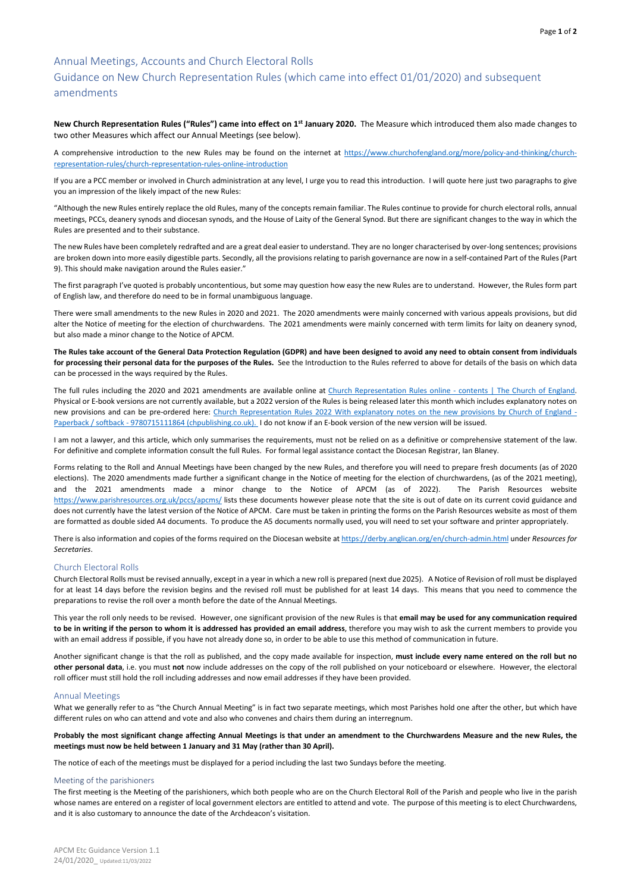# Annual Meetings, Accounts and Church Electoral Rolls

## Guidance on New Church Representation Rules (which came into effect 01/01/2020) and subsequent amendments

**New Church Representation Rules ("Rules") came into effect on 1st January 2020.** The Measure which introduced them also made changes to two other Measures which affect our Annual Meetings (see below).

A comprehensive introduction to the new Rules may be found on the internet at https://www.churchofengland.org/more/policy-and-thinking/church-representation-rules/church-representation-rules-online-introduction

If you are a PCC member or involved in Church administration at any level, I urge you to read this introduction. I will quote here just two paragraphs to give you an impression of the likely impact of the new Rules:

"Although the new Rules entirely replace the old Rules, many of the concepts remain familiar. The Rules continue to provide for church electoral rolls, annual meetings, PCCs, deanery synods and diocesan synods, and the House of Laity of the General Synod. But there are significant changes to the way in which the Rules are presented and to their substance.

The new Rules have been completely redrafted and are a great deal easier to understand. They are no longer characterised by over-long sentences; provisions are broken down into more easily digestible parts. Secondly, all the provisions relating to parish governance are now in a self-contained Part of the Rules (Part 9). This should make navigation around the Rules easier."

The first paragraph I've quoted is probably uncontentious, but some may question how easy the new Rules are to understand. However, the Rules form part of English law, and therefore do need to be in formal unambiguous language.

There were small amendments to the new Rules in 2020 and 2021. The 2020 amendments were mainly concerned with various appeals provisions, but did alter the Notice of meeting for the election of churchwardens. The 2021 amendments were mainly concerned with term limits for laity on deanery synod, but also made a minor change to the Notice of APCM.

**The Rules take account of the General Data Protection Regulation (GDPR) and have been designed to avoid any need to obtain consent from individuals for processing their personal data for the purposes of the Rules.** See the Introduction to the Rules referred to above for details of the basis on which data can be processed in the ways required by the Rules.

The full rules including the 2020 and 2021 amendments are available online at Church Representation Rules online - contents | The Church of England. Physical or E-book versions are not currently available, but a 2022 version of the Rules is being released later this month which includes explanatory notes on new provisions and can be pre-ordered here: Church Representation Rules 2022 With explanatory notes on the new provisions by Church of England - Paperback / softback - 9780715111864 (chpublishing.co.uk). I do not know if an E-book version of the new version will be issued.

I am not a lawyer, and this article, which only summarises the requirements, must not be relied on as a definitive or comprehensive statement of the law. For definitive and complete information consult the full Rules. For formal legal assistance contact the Diocesan Registrar, Ian Blaney.

Forms relating to the Roll and Annual Meetings have been changed by the new Rules, and therefore you will need to prepare fresh documents (as of 2020 elections). The 2020 amendments made further a significant change in the Notice of meeting for the election of churchwardens, (as of the 2021 meeting), and the 2021 amendments made a minor change to the Notice of APCM (as of 2022). The Parish Resources website https://www.parishresources.org.uk/pccs/apcms/ lists these documents however please note that the site is out of date on its current covid guidance and does not currently have the latest version of the Notice of APCM. Care must be taken in printing the forms on the Parish Resources website as most of them are formatted as double sided A4 documents. To produce the A5 documents normally used, you will need to set your software and printer appropriately.

There is also information and copies of the forms required on the Diocesan website at https://derby.anglican.org/en/church-admin.html under *Resources for Secretaries*.

### Church Electoral Rolls

Church Electoral Rolls must be revised annually, except in a year in which a new roll is prepared (next due 2025). A Notice of Revision of roll must be displayed for at least 14 days before the revision begins and the revised roll must be published for at least 14 days. This means that you need to commence the preparations to revise the roll over a month before the date of the Annual Meetings.

This year the roll only needs to be revised. However, one significant provision of the new Rules is that **email may be used for any communication required to be in writing if the person to whom it is addressed has provided an email address**, therefore you may wish to ask the current members to provide you with an email address if possible, if you have not already done so, in order to be able to use this method of communication in future.

Another significant change is that the roll as published, and the copy made available for inspection, **must include every name entered on the roll but no other personal data**, i.e. you must **not** now include addresses on the copy of the roll published on your noticeboard or elsewhere. However, the electoral roll officer must still hold the roll including addresses and now email addresses if they have been provided.

### Annual Meetings

What we generally refer to as "the Church Annual Meeting" is in fact two separate meetings, which most Parishes hold one after the other, but which have different rules on who can attend and vote and also who convenes and chairs them during an interregnum.

**Probably the most significant change affecting Annual Meetings is that under an amendment to the Churchwardens Measure and the new Rules, the meetings must now be held between 1 January and 31 May (rather than 30 April).**

The notice of each of the meetings must be displayed for a period including the last two Sundays before the meeting.

### Meeting of the parishioners

The first meeting is the Meeting of the parishioners, which both people who are on the Church Electoral Roll of the Parish and people who live in the parish whose names are entered on a register of local government electors are entitled to attend and vote. The purpose of this meeting is to elect Churchwardens, and it is also customary to announce the date of the Archdeacon's visitation.

APCM Etc Guidance Version 1.1
24/01/2020_ Updated:11/03/2022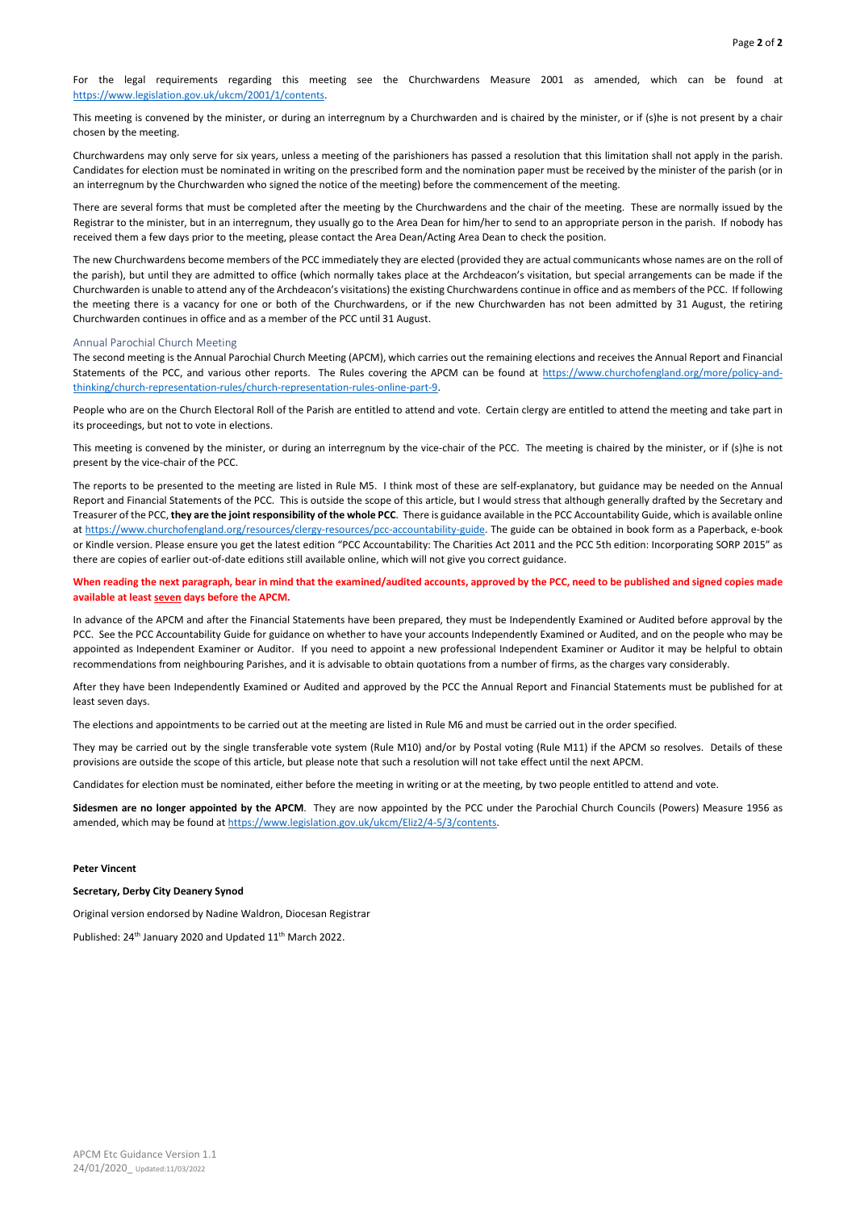For the legal requirements regarding this meeting see the Churchwardens Measure 2001 as amended, which can be found at https://www.legislation.gov.uk/ukcm/2001/1/contents.

This meeting is convened by the minister, or during an interregnum by a Churchwarden and is chaired by the minister, or if (s)he is not present by a chair chosen by the meeting.

Churchwardens may only serve for six years, unless a meeting of the parishioners has passed a resolution that this limitation shall not apply in the parish. Candidates for election must be nominated in writing on the prescribed form and the nomination paper must be received by the minister of the parish (or in an interregnum by the Churchwarden who signed the notice of the meeting) before the commencement of the meeting.

There are several forms that must be completed after the meeting by the Churchwardens and the chair of the meeting. These are normally issued by the Registrar to the minister, but in an interregnum, they usually go to the Area Dean for him/her to send to an appropriate person in the parish. If nobody has received them a few days prior to the meeting, please contact the Area Dean/Acting Area Dean to check the position.

The new Churchwardens become members of the PCC immediately they are elected (provided they are actual communicants whose names are on the roll of the parish), but until they are admitted to office (which normally takes place at the Archdeacon's visitation, but special arrangements can be made if the Churchwarden is unable to attend any of the Archdeacon's visitations) the existing Churchwardens continue in office and as members of the PCC. If following the meeting there is a vacancy for one or both of the Churchwardens, or if the new Churchwarden has not been admitted by 31 August, the retiring Churchwarden continues in office and as a member of the PCC until 31 August.

## Annual Parochial Church Meeting

The second meeting is the Annual Parochial Church Meeting (APCM), which carries out the remaining elections and receives the Annual Report and Financial Statements of the PCC, and various other reports. The Rules covering the APCM can be found at https://www.churchofengland.org/more/policy-and-thinking/church-representation-rules/church-representation-rules-online-part-9.

People who are on the Church Electoral Roll of the Parish are entitled to attend and vote. Certain clergy are entitled to attend the meeting and take part in its proceedings, but not to vote in elections.

This meeting is convened by the minister, or during an interregnum by the vice-chair of the PCC. The meeting is chaired by the minister, or if (s)he is not present by the vice-chair of the PCC.

The reports to be presented to the meeting are listed in Rule M5. I think most of these are self-explanatory, but guidance may be needed on the Annual Report and Financial Statements of the PCC. This is outside the scope of this article, but I would stress that although generally drafted by the Secretary and Treasurer of the PCC, **they are the joint responsibility of the whole PCC**. There is guidance available in the PCC Accountability Guide, which is available online at https://www.churchofengland.org/resources/clergy-resources/pcc-accountability-guide. The guide can be obtained in book form as a Paperback, e-book or Kindle version. Please ensure you get the latest edition "PCC Accountability: The Charities Act 2011 and the PCC 5th edition: Incorporating SORP 2015" as there are copies of earlier out-of-date editions still available online, which will not give you correct guidance.

**When reading the next paragraph, bear in mind that the examined/audited accounts, approved by the PCC, need to be published and signed copies made available at least seven days before the APCM.**

In advance of the APCM and after the Financial Statements have been prepared, they must be Independently Examined or Audited before approval by the PCC. See the PCC Accountability Guide for guidance on whether to have your accounts Independently Examined or Audited, and on the people who may be appointed as Independent Examiner or Auditor. If you need to appoint a new professional Independent Examiner or Auditor it may be helpful to obtain recommendations from neighbouring Parishes, and it is advisable to obtain quotations from a number of firms, as the charges vary considerably.

After they have been Independently Examined or Audited and approved by the PCC the Annual Report and Financial Statements must be published for at least seven days.

The elections and appointments to be carried out at the meeting are listed in Rule M6 and must be carried out in the order specified.

They may be carried out by the single transferable vote system (Rule M10) and/or by Postal voting (Rule M11) if the APCM so resolves. Details of these provisions are outside the scope of this article, but please note that such a resolution will not take effect until the next APCM.

Candidates for election must be nominated, either before the meeting in writing or at the meeting, by two people entitled to attend and vote.

**Sidesmen are no longer appointed by the APCM**. They are now appointed by the PCC under the Parochial Church Councils (Powers) Measure 1956 as amended, which may be found at https://www.legislation.gov.uk/ukcm/Eliz2/4-5/3/contents.

**Peter Vincent**

**Secretary, Derby City Deanery Synod**

Original version endorsed by Nadine Waldron, Diocesan Registrar

Published: 24th January 2020 and Updated 11th March 2022.

APCM Etc Guidance Version 1.1
24/01/2020_ Updated:11/03/2022